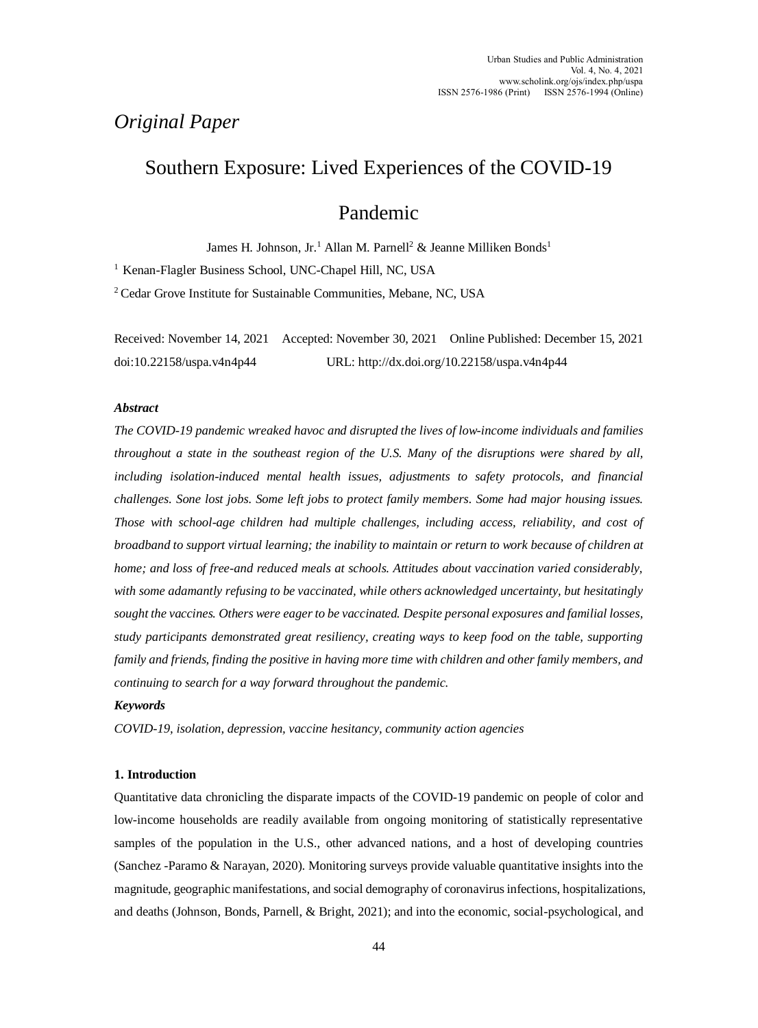*Original Paper*

# Southern Exposure: Lived Experiences of the COVID-19 Pandemic

James H. Johnson, Jr.[1] Allan M. Parnell[2] & Jeanne Milliken Bonds[1]

[1] Kenan-Flagler Business School, UNC-Chapel Hill, NC, USA

[2] Cedar Grove Institute for Sustainable Communities, Mebane, NC, USA

Received: November 14, 2021 Accepted: November 30, 2021 Online Published: December 15, 2021

doi:10.22158/uspa.v4n4p44 URL: http://dx.doi.org/10.22158/uspa.v4n4p44

***Abstract***

*The COVID-19 pandemic wreaked havoc and disrupted the lives of low-income individuals and families throughout a state in the southeast region of the U.S. Many of the disruptions were shared by all, including isolation-induced mental health issues, adjustments to safety protocols, and financial challenges. Sone lost jobs. Some left jobs to protect family members. Some had major housing issues. Those with school-age children had multiple challenges, including access, reliability, and cost of broadband to support virtual learning; the inability to maintain or return to work because of children at home; and loss of free-and reduced meals at schools. Attitudes about vaccination varied considerably, with some adamantly refusing to be vaccinated, while others acknowledged uncertainty, but hesitatingly sought the vaccines. Others were eager to be vaccinated. Despite personal exposures and familial losses, study participants demonstrated great resiliency, creating ways to keep food on the table, supporting family and friends, finding the positive in having more time with children and other family members, and continuing to search for a way forward throughout the pandemic.*

***Keywords***

*COVID-19, isolation, depression, vaccine hesitancy, community action agencies*

## 1. Introduction

Quantitative data chronicling the disparate impacts of the COVID-19 pandemic on people of color and low-income households are readily available from ongoing monitoring of statistically representative samples of the population in the U.S., other advanced nations, and a host of developing countries (Sanchez -Paramo & Narayan, 2020). Monitoring surveys provide valuable quantitative insights into the magnitude, geographic manifestations, and social demography of coronavirus infections, hospitalizations, and deaths (Johnson, Bonds, Parnell, & Bright, 2021); and into the economic, social-psychological, and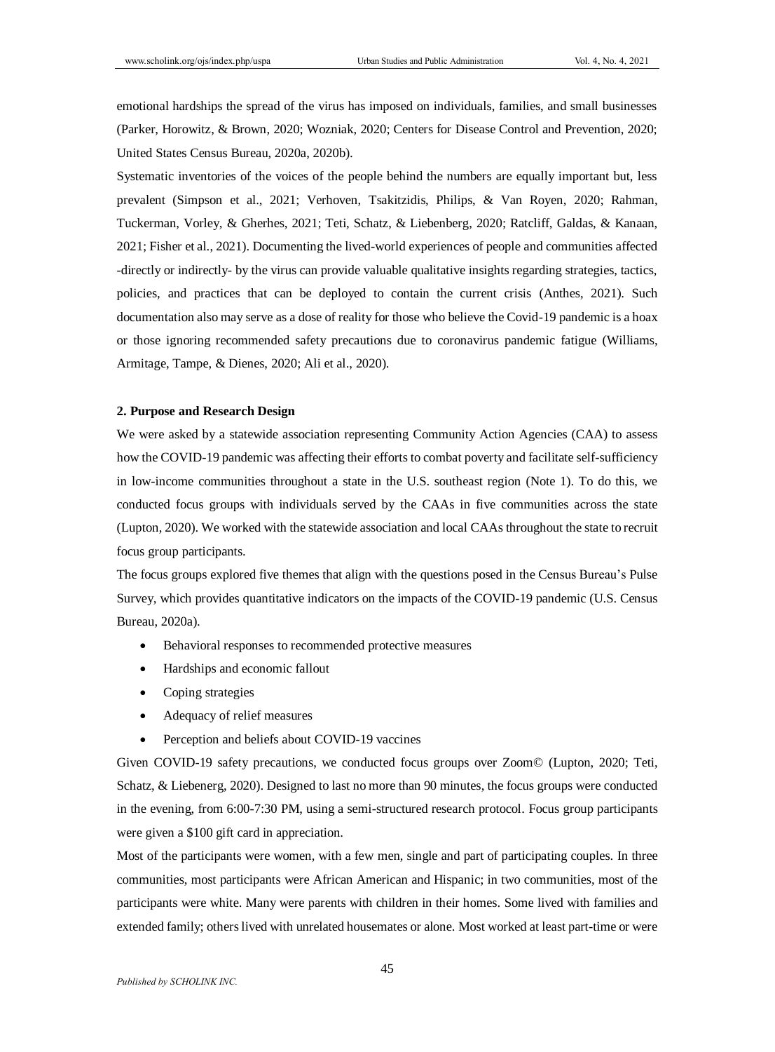emotional hardships the spread of the virus has imposed on individuals, families, and small businesses (Parker, Horowitz, & Brown, 2020; Wozniak, 2020; Centers for Disease Control and Prevention, 2020; United States Census Bureau, 2020a, 2020b).

Systematic inventories of the voices of the people behind the numbers are equally important but, less prevalent (Simpson et al., 2021; Verhoven, Tsakitzidis, Philips, & Van Royen, 2020; Rahman, Tuckerman, Vorley, & Gherhes, 2021; Teti, Schatz, & Liebenberg, 2020; Ratcliff, Galdas, & Kanaan, 2021; Fisher et al., 2021). Documenting the lived-world experiences of people and communities affected -directly or indirectly- by the virus can provide valuable qualitative insights regarding strategies, tactics, policies, and practices that can be deployed to contain the current crisis (Anthes, 2021). Such documentation also may serve as a dose of reality for those who believe the Covid-19 pandemic is a hoax or those ignoring recommended safety precautions due to coronavirus pandemic fatigue (Williams, Armitage, Tampe, & Dienes, 2020; Ali et al., 2020).

## 2. Purpose and Research Design

We were asked by a statewide association representing Community Action Agencies (CAA) to assess how the COVID-19 pandemic was affecting their efforts to combat poverty and facilitate self-sufficiency in low-income communities throughout a state in the U.S. southeast region (Note 1). To do this, we conducted focus groups with individuals served by the CAAs in five communities across the state (Lupton, 2020). We worked with the statewide association and local CAAs throughout the state to recruit focus group participants.

The focus groups explored five themes that align with the questions posed in the Census Bureau's Pulse Survey, which provides quantitative indicators on the impacts of the COVID-19 pandemic (U.S. Census Bureau, 2020a).

- Behavioral responses to recommended protective measures
- Hardships and economic fallout
- Coping strategies
- Adequacy of relief measures
- Perception and beliefs about COVID-19 vaccines

Given COVID-19 safety precautions, we conducted focus groups over Zoom© (Lupton, 2020; Teti, Schatz, & Liebenerg, 2020). Designed to last no more than 90 minutes, the focus groups were conducted in the evening, from 6:00-7:30 PM, using a semi-structured research protocol. Focus group participants were given a $100 gift card in appreciation.

Most of the participants were women, with a few men, single and part of participating couples. In three communities, most participants were African American and Hispanic; in two communities, most of the participants were white. Many were parents with children in their homes. Some lived with families and extended family; others lived with unrelated housemates or alone. Most worked at least part-time or were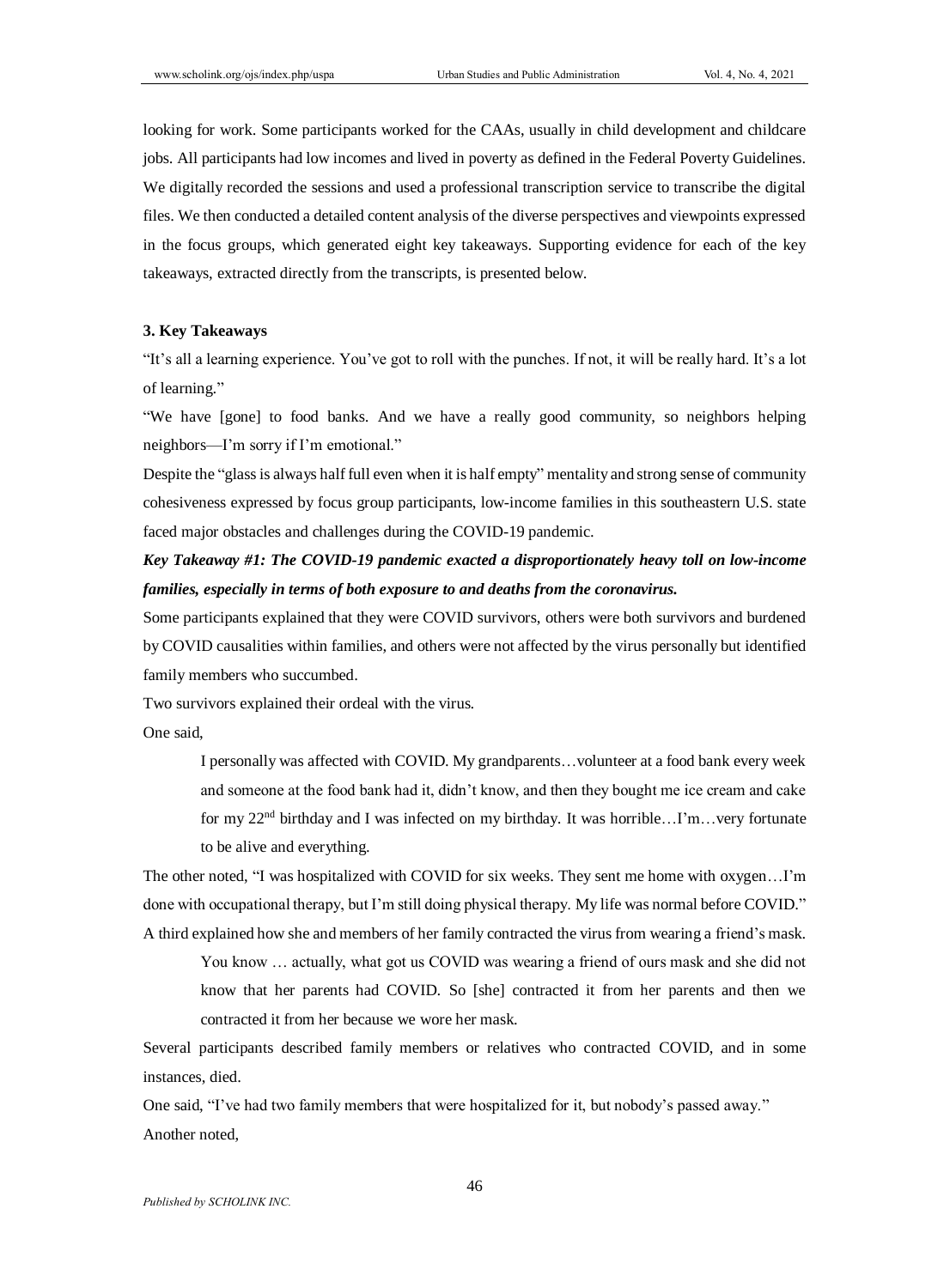looking for work. Some participants worked for the CAAs, usually in child development and childcare jobs. All participants had low incomes and lived in poverty as defined in the Federal Poverty Guidelines. We digitally recorded the sessions and used a professional transcription service to transcribe the digital files. We then conducted a detailed content analysis of the diverse perspectives and viewpoints expressed in the focus groups, which generated eight key takeaways. Supporting evidence for each of the key takeaways, extracted directly from the transcripts, is presented below.

### 3. Key Takeaways

"It's all a learning experience. You've got to roll with the punches. If not, it will be really hard. It's a lot of learning."

"We have [gone] to food banks. And we have a really good community, so neighbors helping neighbors—I'm sorry if I'm emotional."

Despite the "glass is always half full even when it is half empty" mentality and strong sense of community cohesiveness expressed by focus group participants, low-income families in this southeastern U.S. state faced major obstacles and challenges during the COVID-19 pandemic.

***Key Takeaway #1: The COVID-19 pandemic exacted a disproportionately heavy toll on low-income families, especially in terms of both exposure to and deaths from the coronavirus.***

Some participants explained that they were COVID survivors, others were both survivors and burdened by COVID causalities within families, and others were not affected by the virus personally but identified family members who succumbed.

Two survivors explained their ordeal with the virus.

One said,

> I personally was affected with COVID. My grandparents…volunteer at a food bank every week and someone at the food bank had it, didn't know, and then they bought me ice cream and cake for my 22nd birthday and I was infected on my birthday. It was horrible…I'm…very fortunate to be alive and everything.

The other noted, "I was hospitalized with COVID for six weeks. They sent me home with oxygen…I'm done with occupational therapy, but I'm still doing physical therapy. My life was normal before COVID."

A third explained how she and members of her family contracted the virus from wearing a friend's mask.

> You know … actually, what got us COVID was wearing a friend of ours mask and she did not know that her parents had COVID. So [she] contracted it from her parents and then we contracted it from her because we wore her mask.

Several participants described family members or relatives who contracted COVID, and in some instances, died.

One said, "I've had two family members that were hospitalized for it, but nobody's passed away."

Another noted,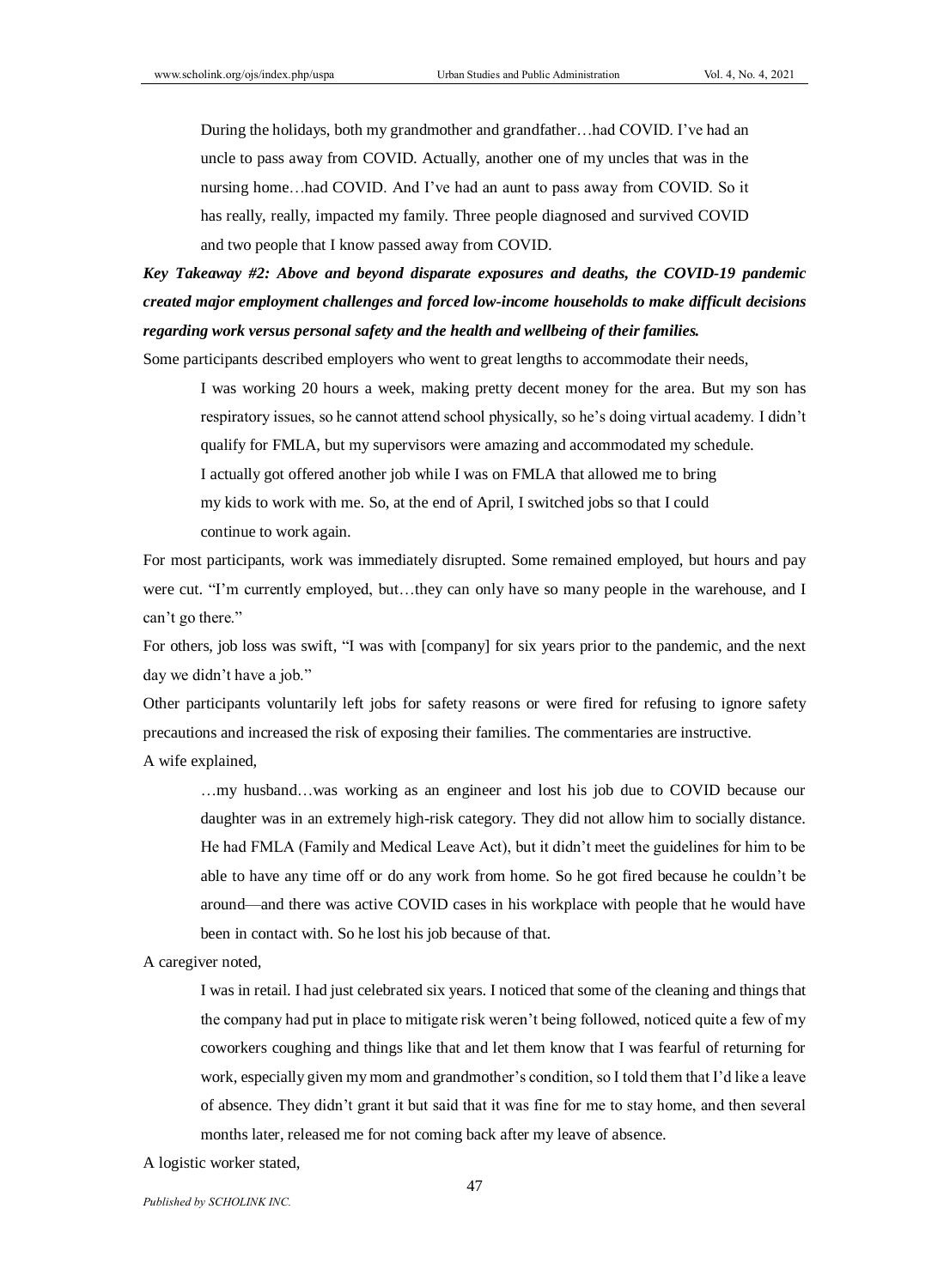> During the holidays, both my grandmother and grandfather…had COVID. I've had an uncle to pass away from COVID. Actually, another one of my uncles that was in the nursing home…had COVID. And I've had an aunt to pass away from COVID. So it has really, really, impacted my family. Three people diagnosed and survived COVID and two people that I know passed away from COVID.

***Key Takeaway #2: Above and beyond disparate exposures and deaths, the COVID-19 pandemic created major employment challenges and forced low-income households to make difficult decisions regarding work versus personal safety and the health and wellbeing of their families.***

Some participants described employers who went to great lengths to accommodate their needs,

> I was working 20 hours a week, making pretty decent money for the area. But my son has respiratory issues, so he cannot attend school physically, so he's doing virtual academy. I didn't qualify for FMLA, but my supervisors were amazing and accommodated my schedule. I actually got offered another job while I was on FMLA that allowed me to bring my kids to work with me. So, at the end of April, I switched jobs so that I could continue to work again.

For most participants, work was immediately disrupted. Some remained employed, but hours and pay were cut. "I'm currently employed, but…they can only have so many people in the warehouse, and I can't go there."

For others, job loss was swift, "I was with [company] for six years prior to the pandemic, and the next day we didn't have a job."

Other participants voluntarily left jobs for safety reasons or were fired for refusing to ignore safety precautions and increased the risk of exposing their families. The commentaries are instructive.

A wife explained,

> …my husband…was working as an engineer and lost his job due to COVID because our daughter was in an extremely high-risk category. They did not allow him to socially distance. He had FMLA (Family and Medical Leave Act), but it didn't meet the guidelines for him to be able to have any time off or do any work from home. So he got fired because he couldn't be around—and there was active COVID cases in his workplace with people that he would have been in contact with. So he lost his job because of that.

A caregiver noted,

> I was in retail. I had just celebrated six years. I noticed that some of the cleaning and things that the company had put in place to mitigate risk weren't being followed, noticed quite a few of my coworkers coughing and things like that and let them know that I was fearful of returning for work, especially given my mom and grandmother's condition, so I told them that I'd like a leave of absence. They didn't grant it but said that it was fine for me to stay home, and then several months later, released me for not coming back after my leave of absence.

A logistic worker stated,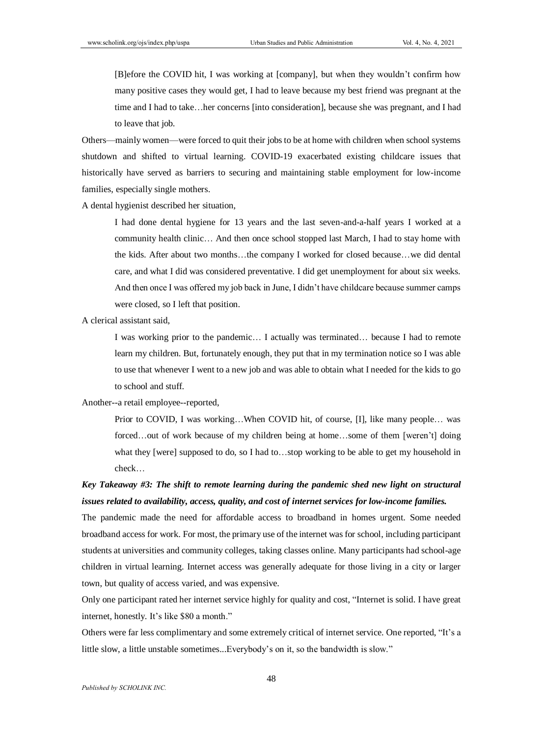> [B]efore the COVID hit, I was working at [company], but when they wouldn't confirm how many positive cases they would get, I had to leave because my best friend was pregnant at the time and I had to take…her concerns [into consideration], because she was pregnant, and I had to leave that job.

Others—mainly women—were forced to quit their jobs to be at home with children when school systems shutdown and shifted to virtual learning. COVID-19 exacerbated existing childcare issues that historically have served as barriers to securing and maintaining stable employment for low-income families, especially single mothers.

A dental hygienist described her situation,

> I had done dental hygiene for 13 years and the last seven-and-a-half years I worked at a community health clinic… And then once school stopped last March, I had to stay home with the kids. After about two months…the company I worked for closed because…we did dental care, and what I did was considered preventative. I did get unemployment for about six weeks. And then once I was offered my job back in June, I didn't have childcare because summer camps were closed, so I left that position.

A clerical assistant said,

> I was working prior to the pandemic… I actually was terminated… because I had to remote learn my children. But, fortunately enough, they put that in my termination notice so I was able to use that whenever I went to a new job and was able to obtain what I needed for the kids to go to school and stuff.

Another--a retail employee--reported,

> Prior to COVID, I was working…When COVID hit, of course, [I], like many people… was forced…out of work because of my children being at home…some of them [weren't] doing what they [were] supposed to do, so I had to…stop working to be able to get my household in check…

***Key Takeaway #3: The shift to remote learning during the pandemic shed new light on structural issues related to availability, access, quality, and cost of internet services for low-income families.***

The pandemic made the need for affordable access to broadband in homes urgent. Some needed broadband access for work. For most, the primary use of the internet was for school, including participant students at universities and community colleges, taking classes online. Many participants had school-age children in virtual learning. Internet access was generally adequate for those living in a city or larger town, but quality of access varied, and was expensive.

Only one participant rated her internet service highly for quality and cost, "Internet is solid. I have great internet, honestly. It's like $80 a month."

Others were far less complimentary and some extremely critical of internet service. One reported, "It's a little slow, a little unstable sometimes...Everybody's on it, so the bandwidth is slow."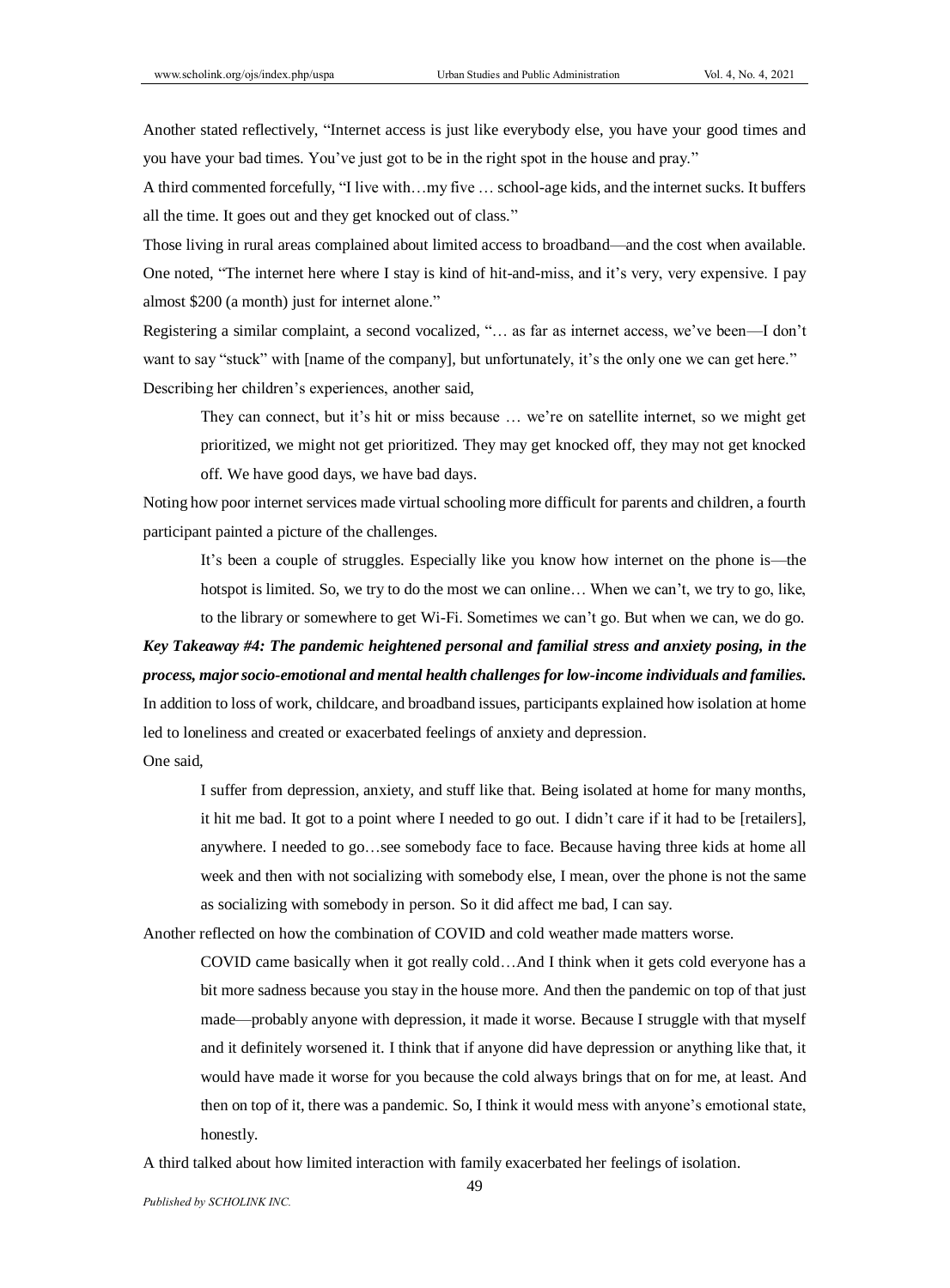Another stated reflectively, "Internet access is just like everybody else, you have your good times and you have your bad times. You've just got to be in the right spot in the house and pray."

A third commented forcefully, "I live with…my five … school-age kids, and the internet sucks. It buffers all the time. It goes out and they get knocked out of class."

Those living in rural areas complained about limited access to broadband—and the cost when available. One noted, "The internet here where I stay is kind of hit-and-miss, and it's very, very expensive. I pay almost $200 (a month) just for internet alone."

Registering a similar complaint, a second vocalized, "… as far as internet access, we've been—I don't want to say "stuck" with [name of the company], but unfortunately, it's the only one we can get here."

Describing her children's experiences, another said,

> They can connect, but it's hit or miss because … we're on satellite internet, so we might get prioritized, we might not get prioritized. They may get knocked off, they may not get knocked off. We have good days, we have bad days.

Noting how poor internet services made virtual schooling more difficult for parents and children, a fourth participant painted a picture of the challenges.

> It's been a couple of struggles. Especially like you know how internet on the phone is—the hotspot is limited. So, we try to do the most we can online… When we can't, we try to go, like, to the library or somewhere to get Wi-Fi. Sometimes we can't go. But when we can, we do go.

***Key Takeaway #4: The pandemic heightened personal and familial stress and anxiety posing, in the process, major socio-emotional and mental health challenges for low-income individuals and families.***

In addition to loss of work, childcare, and broadband issues, participants explained how isolation at home led to loneliness and created or exacerbated feelings of anxiety and depression.

One said,

> I suffer from depression, anxiety, and stuff like that. Being isolated at home for many months, it hit me bad. It got to a point where I needed to go out. I didn't care if it had to be [retailers], anywhere. I needed to go…see somebody face to face. Because having three kids at home all week and then with not socializing with somebody else, I mean, over the phone is not the same as socializing with somebody in person. So it did affect me bad, I can say.

Another reflected on how the combination of COVID and cold weather made matters worse.

> COVID came basically when it got really cold…And I think when it gets cold everyone has a bit more sadness because you stay in the house more. And then the pandemic on top of that just made—probably anyone with depression, it made it worse. Because I struggle with that myself and it definitely worsened it. I think that if anyone did have depression or anything like that, it would have made it worse for you because the cold always brings that on for me, at least. And then on top of it, there was a pandemic. So, I think it would mess with anyone's emotional state, honestly.

A third talked about how limited interaction with family exacerbated her feelings of isolation.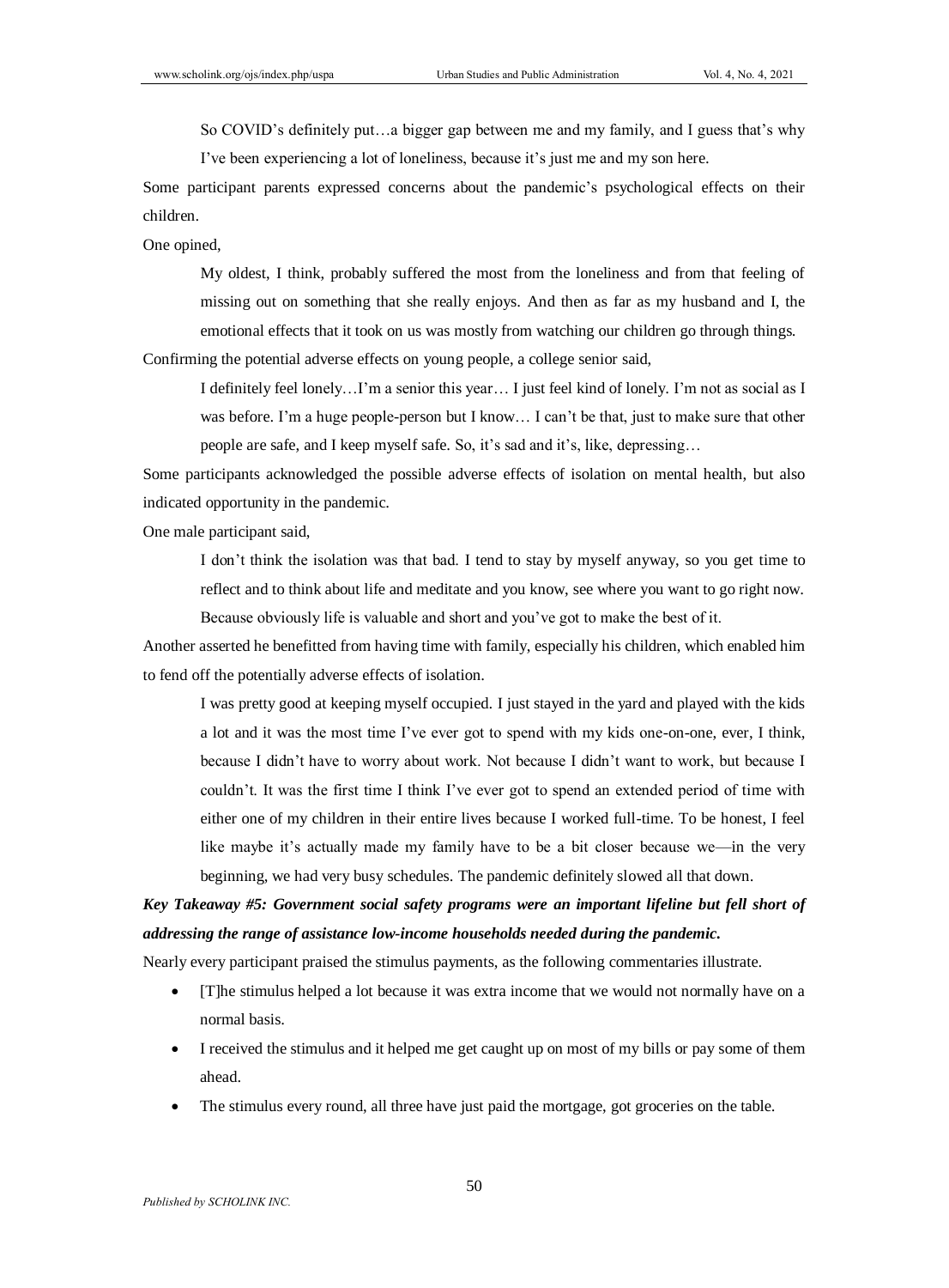> So COVID's definitely put…a bigger gap between me and my family, and I guess that's why I've been experiencing a lot of loneliness, because it's just me and my son here.

Some participant parents expressed concerns about the pandemic's psychological effects on their children.

One opined,

> My oldest, I think, probably suffered the most from the loneliness and from that feeling of missing out on something that she really enjoys. And then as far as my husband and I, the emotional effects that it took on us was mostly from watching our children go through things.

Confirming the potential adverse effects on young people, a college senior said,

> I definitely feel lonely…I'm a senior this year… I just feel kind of lonely. I'm not as social as I was before. I'm a huge people-person but I know… I can't be that, just to make sure that other people are safe, and I keep myself safe. So, it's sad and it's, like, depressing…

Some participants acknowledged the possible adverse effects of isolation on mental health, but also indicated opportunity in the pandemic.

One male participant said,

> I don't think the isolation was that bad. I tend to stay by myself anyway, so you get time to reflect and to think about life and meditate and you know, see where you want to go right now. Because obviously life is valuable and short and you've got to make the best of it.

Another asserted he benefitted from having time with family, especially his children, which enabled him to fend off the potentially adverse effects of isolation.

> I was pretty good at keeping myself occupied. I just stayed in the yard and played with the kids a lot and it was the most time I've ever got to spend with my kids one-on-one, ever, I think, because I didn't have to worry about work. Not because I didn't want to work, but because I couldn't. It was the first time I think I've ever got to spend an extended period of time with either one of my children in their entire lives because I worked full-time. To be honest, I feel like maybe it's actually made my family have to be a bit closer because we—in the very beginning, we had very busy schedules. The pandemic definitely slowed all that down.

***Key Takeaway #5: Government social safety programs were an important lifeline but fell short of addressing the range of assistance low-income households needed during the pandemic.***

Nearly every participant praised the stimulus payments, as the following commentaries illustrate.

- [T]he stimulus helped a lot because it was extra income that we would not normally have on a normal basis.
- I received the stimulus and it helped me get caught up on most of my bills or pay some of them ahead.
- The stimulus every round, all three have just paid the mortgage, got groceries on the table.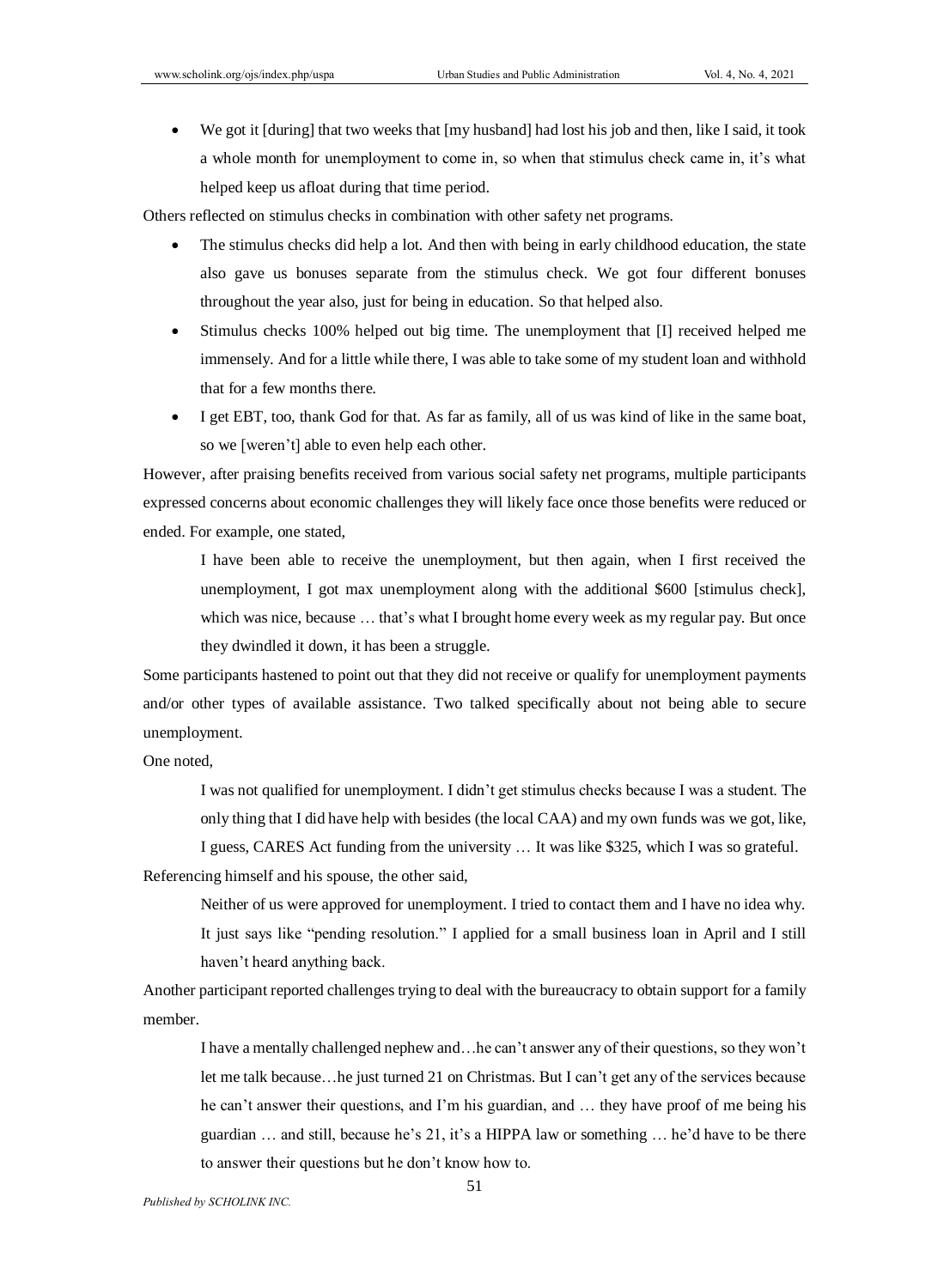- We got it [during] that two weeks that [my husband] had lost his job and then, like I said, it took a whole month for unemployment to come in, so when that stimulus check came in, it's what helped keep us afloat during that time period.

Others reflected on stimulus checks in combination with other safety net programs.

- The stimulus checks did help a lot. And then with being in early childhood education, the state also gave us bonuses separate from the stimulus check. We got four different bonuses throughout the year also, just for being in education. So that helped also.
- Stimulus checks 100% helped out big time. The unemployment that [I] received helped me immensely. And for a little while there, I was able to take some of my student loan and withhold that for a few months there.
- I get EBT, too, thank God for that. As far as family, all of us was kind of like in the same boat, so we [weren't] able to even help each other.

However, after praising benefits received from various social safety net programs, multiple participants expressed concerns about economic challenges they will likely face once those benefits were reduced or ended. For example, one stated,

> I have been able to receive the unemployment, but then again, when I first received the unemployment, I got max unemployment along with the additional $600 [stimulus check], which was nice, because … that's what I brought home every week as my regular pay. But once they dwindled it down, it has been a struggle.

Some participants hastened to point out that they did not receive or qualify for unemployment payments and/or other types of available assistance. Two talked specifically about not being able to secure unemployment.

One noted,

> I was not qualified for unemployment. I didn't get stimulus checks because I was a student. The only thing that I did have help with besides (the local CAA) and my own funds was we got, like, I guess, CARES Act funding from the university … It was like $325, which I was so grateful.

Referencing himself and his spouse, the other said,

> Neither of us were approved for unemployment. I tried to contact them and I have no idea why. It just says like "pending resolution." I applied for a small business loan in April and I still haven't heard anything back.

Another participant reported challenges trying to deal with the bureaucracy to obtain support for a family member.

> I have a mentally challenged nephew and…he can't answer any of their questions, so they won't let me talk because…he just turned 21 on Christmas. But I can't get any of the services because he can't answer their questions, and I'm his guardian, and … they have proof of me being his guardian … and still, because he's 21, it's a HIPPA law or something … he'd have to be there to answer their questions but he don't know how to.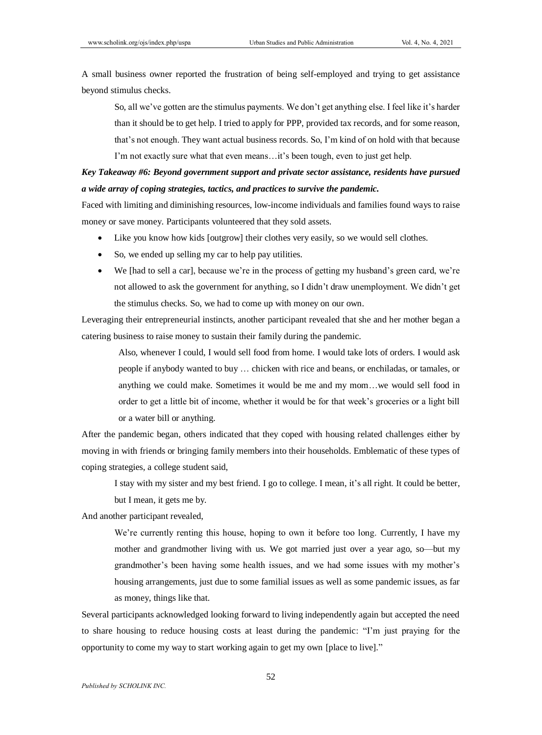A small business owner reported the frustration of being self-employed and trying to get assistance beyond stimulus checks.

> So, all we've gotten are the stimulus payments. We don't get anything else. I feel like it's harder than it should be to get help. I tried to apply for PPP, provided tax records, and for some reason, that's not enough. They want actual business records. So, I'm kind of on hold with that because I'm not exactly sure what that even means…it's been tough, even to just get help.

***Key Takeaway #6: Beyond government support and private sector assistance, residents have pursued a wide array of coping strategies, tactics, and practices to survive the pandemic.***

Faced with limiting and diminishing resources, low-income individuals and families found ways to raise money or save money. Participants volunteered that they sold assets.

- Like you know how kids [outgrow] their clothes very easily, so we would sell clothes.
- So, we ended up selling my car to help pay utilities.
- We [had to sell a car], because we're in the process of getting my husband's green card, we're not allowed to ask the government for anything, so I didn't draw unemployment. We didn't get the stimulus checks. So, we had to come up with money on our own.

Leveraging their entrepreneurial instincts, another participant revealed that she and her mother began a catering business to raise money to sustain their family during the pandemic.

> Also, whenever I could, I would sell food from home. I would take lots of orders. I would ask people if anybody wanted to buy … chicken with rice and beans, or enchiladas, or tamales, or anything we could make. Sometimes it would be me and my mom…we would sell food in order to get a little bit of income, whether it would be for that week's groceries or a light bill or a water bill or anything.

After the pandemic began, others indicated that they coped with housing related challenges either by moving in with friends or bringing family members into their households. Emblematic of these types of coping strategies, a college student said,

> I stay with my sister and my best friend. I go to college. I mean, it's all right. It could be better, but I mean, it gets me by.

And another participant revealed,

> We're currently renting this house, hoping to own it before too long. Currently, I have my mother and grandmother living with us. We got married just over a year ago, so—but my grandmother's been having some health issues, and we had some issues with my mother's housing arrangements, just due to some familial issues as well as some pandemic issues, as far as money, things like that.

Several participants acknowledged looking forward to living independently again but accepted the need to share housing to reduce housing costs at least during the pandemic: "I'm just praying for the opportunity to come my way to start working again to get my own [place to live]."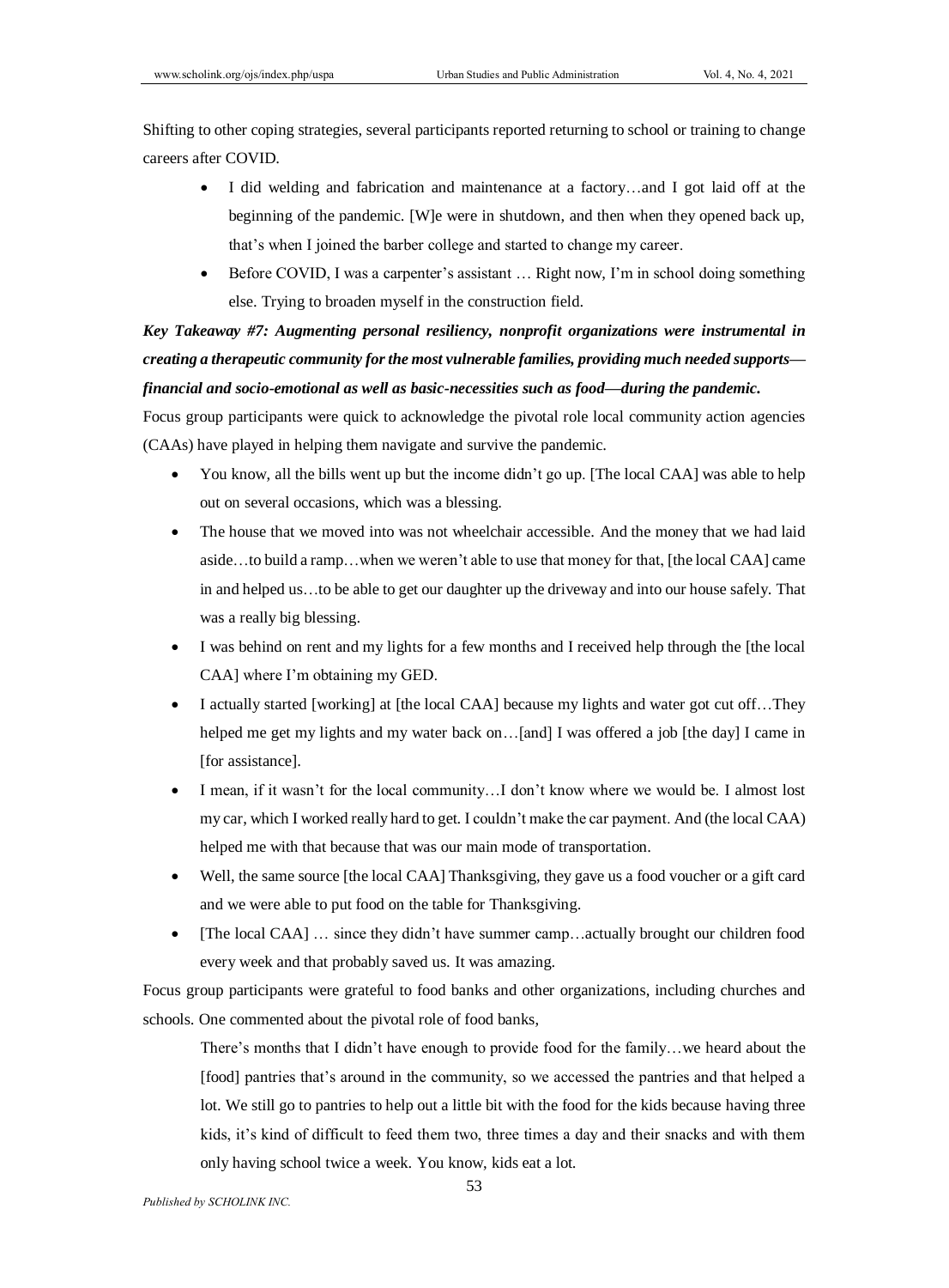Shifting to other coping strategies, several participants reported returning to school or training to change careers after COVID.

- I did welding and fabrication and maintenance at a factory…and I got laid off at the beginning of the pandemic. [W]e were in shutdown, and then when they opened back up, that's when I joined the barber college and started to change my career.
- Before COVID, I was a carpenter's assistant … Right now, I'm in school doing something else. Trying to broaden myself in the construction field.

***Key Takeaway #7: Augmenting personal resiliency, nonprofit organizations were instrumental in creating a therapeutic community for the most vulnerable families, providing much needed supports—financial and socio-emotional as well as basic-necessities such as food—during the pandemic.***

Focus group participants were quick to acknowledge the pivotal role local community action agencies (CAAs) have played in helping them navigate and survive the pandemic.

- You know, all the bills went up but the income didn't go up. [The local CAA] was able to help out on several occasions, which was a blessing.
- The house that we moved into was not wheelchair accessible. And the money that we had laid aside…to build a ramp…when we weren't able to use that money for that, [the local CAA] came in and helped us…to be able to get our daughter up the driveway and into our house safely. That was a really big blessing.
- I was behind on rent and my lights for a few months and I received help through the [the local CAA] where I'm obtaining my GED.
- I actually started [working] at [the local CAA] because my lights and water got cut off…They helped me get my lights and my water back on…[and] I was offered a job [the day] I came in [for assistance].
- I mean, if it wasn't for the local community…I don't know where we would be. I almost lost my car, which I worked really hard to get. I couldn't make the car payment. And (the local CAA) helped me with that because that was our main mode of transportation.
- Well, the same source [the local CAA] Thanksgiving, they gave us a food voucher or a gift card and we were able to put food on the table for Thanksgiving.
- [The local CAA] … since they didn't have summer camp…actually brought our children food every week and that probably saved us. It was amazing.

Focus group participants were grateful to food banks and other organizations, including churches and schools. One commented about the pivotal role of food banks,

> There's months that I didn't have enough to provide food for the family…we heard about the [food] pantries that's around in the community, so we accessed the pantries and that helped a lot. We still go to pantries to help out a little bit with the food for the kids because having three kids, it's kind of difficult to feed them two, three times a day and their snacks and with them only having school twice a week. You know, kids eat a lot.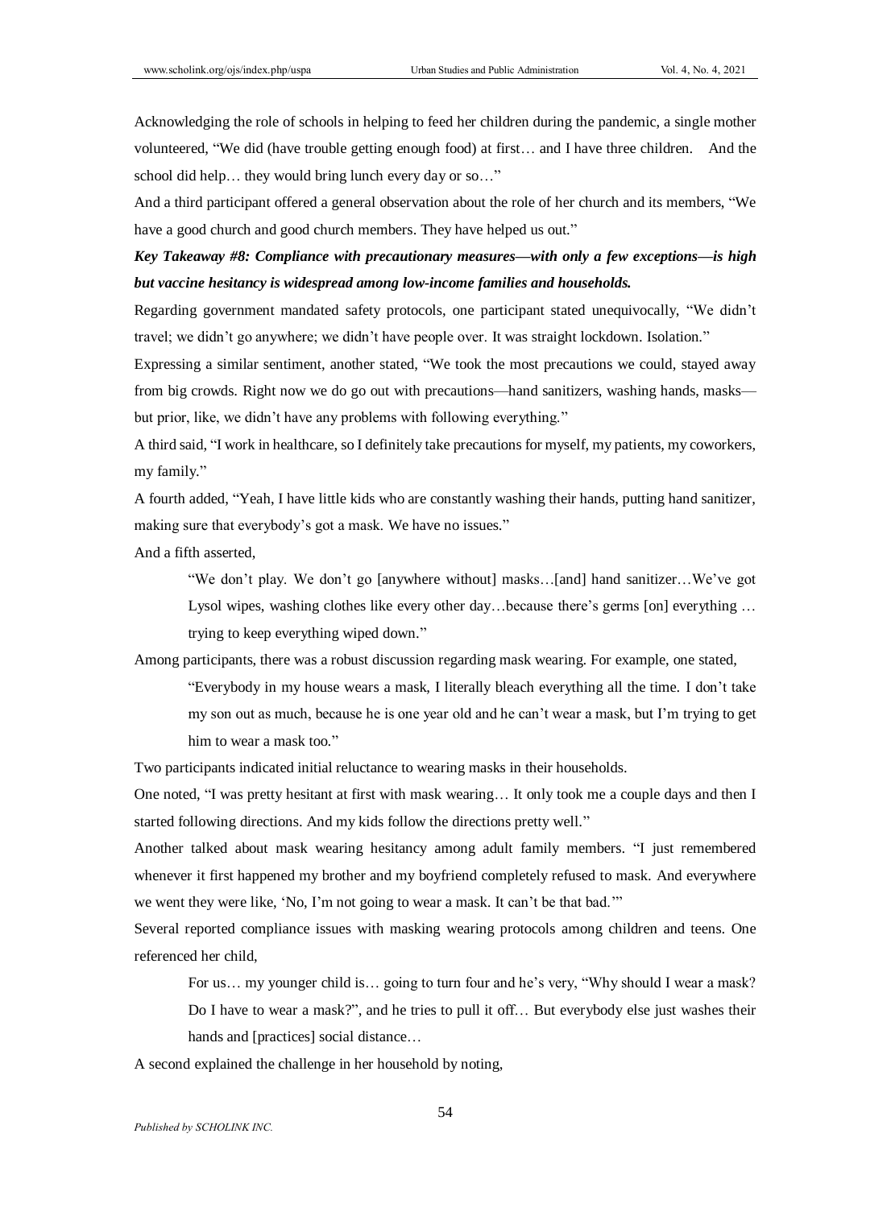Acknowledging the role of schools in helping to feed her children during the pandemic, a single mother volunteered, "We did (have trouble getting enough food) at first… and I have three children. And the school did help… they would bring lunch every day or so…"

And a third participant offered a general observation about the role of her church and its members, "We have a good church and good church members. They have helped us out."

***Key Takeaway #8: Compliance with precautionary measures—with only a few exceptions—is high but vaccine hesitancy is widespread among low-income families and households.***

Regarding government mandated safety protocols, one participant stated unequivocally, "We didn't travel; we didn't go anywhere; we didn't have people over. It was straight lockdown. Isolation."

Expressing a similar sentiment, another stated, "We took the most precautions we could, stayed away from big crowds. Right now we do go out with precautions—hand sanitizers, washing hands, masks—but prior, like, we didn't have any problems with following everything."

A third said, "I work in healthcare, so I definitely take precautions for myself, my patients, my coworkers, my family."

A fourth added, "Yeah, I have little kids who are constantly washing their hands, putting hand sanitizer, making sure that everybody's got a mask. We have no issues."

And a fifth asserted,

> "We don't play. We don't go [anywhere without] masks…[and] hand sanitizer…We've got Lysol wipes, washing clothes like every other day…because there's germs [on] everything … trying to keep everything wiped down."

Among participants, there was a robust discussion regarding mask wearing. For example, one stated,

> "Everybody in my house wears a mask, I literally bleach everything all the time. I don't take my son out as much, because he is one year old and he can't wear a mask, but I'm trying to get him to wear a mask too."

Two participants indicated initial reluctance to wearing masks in their households.

One noted, "I was pretty hesitant at first with mask wearing… It only took me a couple days and then I started following directions. And my kids follow the directions pretty well."

Another talked about mask wearing hesitancy among adult family members. "I just remembered whenever it first happened my brother and my boyfriend completely refused to mask. And everywhere we went they were like, 'No, I'm not going to wear a mask. It can't be that bad.'"

Several reported compliance issues with masking wearing protocols among children and teens. One referenced her child,

> For us… my younger child is… going to turn four and he's very, "Why should I wear a mask? Do I have to wear a mask?", and he tries to pull it off… But everybody else just washes their hands and [practices] social distance…

A second explained the challenge in her household by noting,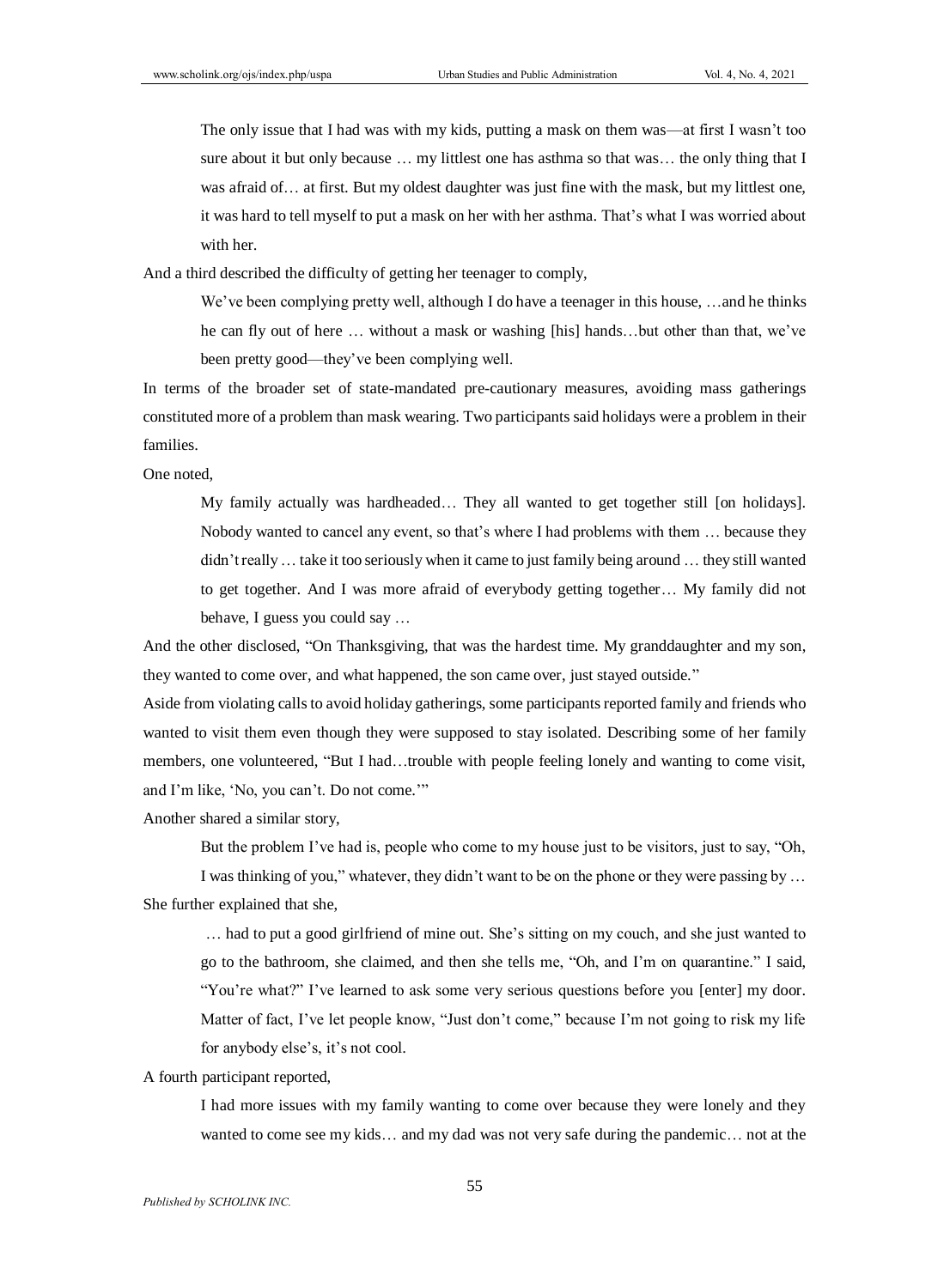> The only issue that I had was with my kids, putting a mask on them was—at first I wasn't too sure about it but only because … my littlest one has asthma so that was… the only thing that I was afraid of… at first. But my oldest daughter was just fine with the mask, but my littlest one, it was hard to tell myself to put a mask on her with her asthma. That's what I was worried about with her.

And a third described the difficulty of getting her teenager to comply,

> We've been complying pretty well, although I do have a teenager in this house, …and he thinks he can fly out of here … without a mask or washing [his] hands…but other than that, we've been pretty good—they've been complying well.

In terms of the broader set of state-mandated pre-cautionary measures, avoiding mass gatherings constituted more of a problem than mask wearing. Two participants said holidays were a problem in their families.

One noted,

> My family actually was hardheaded… They all wanted to get together still [on holidays]. Nobody wanted to cancel any event, so that's where I had problems with them … because they didn't really … take it too seriously when it came to just family being around … they still wanted to get together. And I was more afraid of everybody getting together… My family did not behave, I guess you could say …

And the other disclosed, "On Thanksgiving, that was the hardest time. My granddaughter and my son, they wanted to come over, and what happened, the son came over, just stayed outside."

Aside from violating calls to avoid holiday gatherings, some participants reported family and friends who wanted to visit them even though they were supposed to stay isolated. Describing some of her family members, one volunteered, "But I had…trouble with people feeling lonely and wanting to come visit, and I'm like, 'No, you can't. Do not come.'"

Another shared a similar story,

> But the problem I've had is, people who come to my house just to be visitors, just to say, "Oh, I was thinking of you," whatever, they didn't want to be on the phone or they were passing by …

She further explained that she,

> … had to put a good girlfriend of mine out. She's sitting on my couch, and she just wanted to go to the bathroom, she claimed, and then she tells me, "Oh, and I'm on quarantine." I said, "You're what?" I've learned to ask some very serious questions before you [enter] my door. Matter of fact, I've let people know, "Just don't come," because I'm not going to risk my life for anybody else's, it's not cool.

A fourth participant reported,

> I had more issues with my family wanting to come over because they were lonely and they wanted to come see my kids… and my dad was not very safe during the pandemic… not at the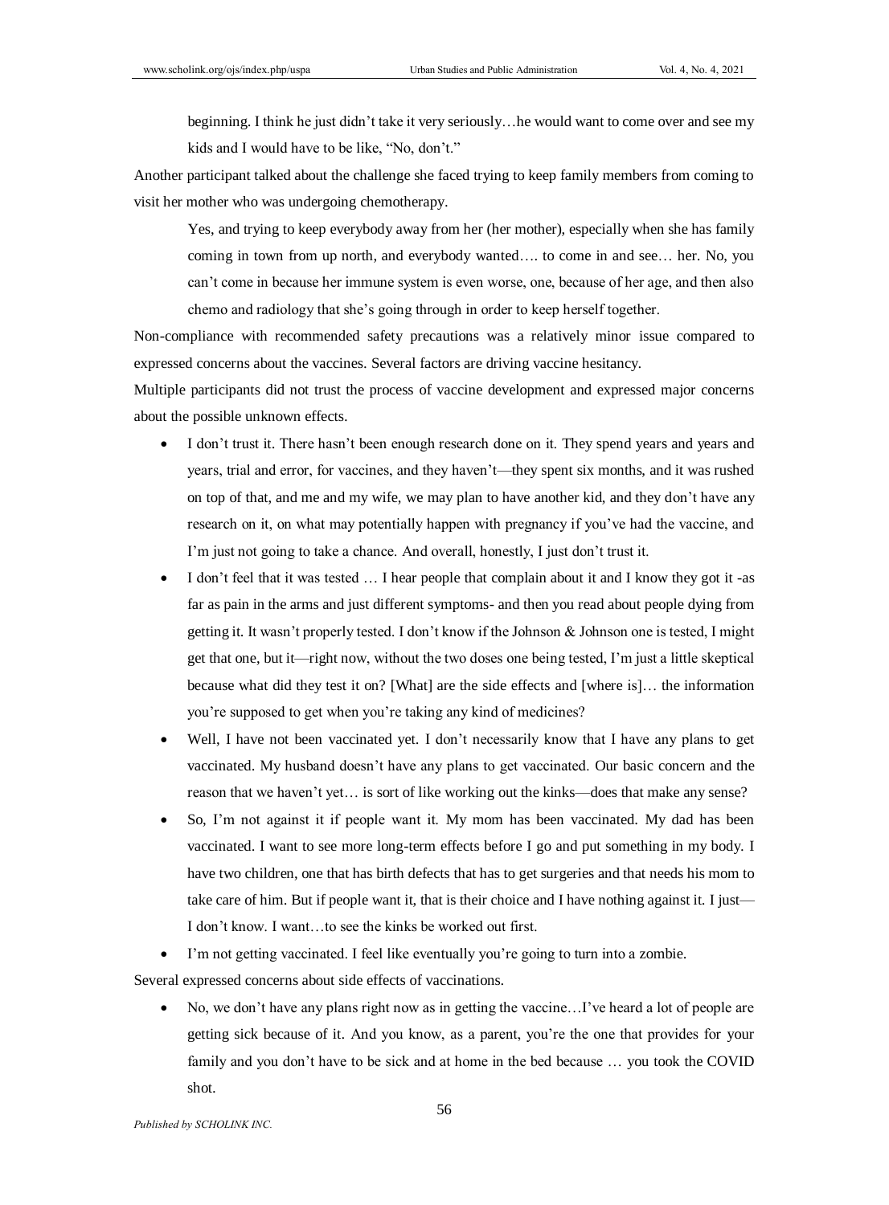> beginning. I think he just didn't take it very seriously…he would want to come over and see my kids and I would have to be like, "No, don't."

Another participant talked about the challenge she faced trying to keep family members from coming to visit her mother who was undergoing chemotherapy.

> Yes, and trying to keep everybody away from her (her mother), especially when she has family coming in town from up north, and everybody wanted…. to come in and see… her. No, you can't come in because her immune system is even worse, one, because of her age, and then also chemo and radiology that she's going through in order to keep herself together.

Non-compliance with recommended safety precautions was a relatively minor issue compared to expressed concerns about the vaccines. Several factors are driving vaccine hesitancy.

Multiple participants did not trust the process of vaccine development and expressed major concerns about the possible unknown effects.

- I don't trust it. There hasn't been enough research done on it. They spend years and years and years, trial and error, for vaccines, and they haven't—they spent six months, and it was rushed on top of that, and me and my wife, we may plan to have another kid, and they don't have any research on it, on what may potentially happen with pregnancy if you've had the vaccine, and I'm just not going to take a chance. And overall, honestly, I just don't trust it.
- I don't feel that it was tested … I hear people that complain about it and I know they got it -as far as pain in the arms and just different symptoms- and then you read about people dying from getting it. It wasn't properly tested. I don't know if the Johnson & Johnson one is tested, I might get that one, but it—right now, without the two doses one being tested, I'm just a little skeptical because what did they test it on? [What] are the side effects and [where is]… the information you're supposed to get when you're taking any kind of medicines?
- Well, I have not been vaccinated yet. I don't necessarily know that I have any plans to get vaccinated. My husband doesn't have any plans to get vaccinated. Our basic concern and the reason that we haven't yet… is sort of like working out the kinks—does that make any sense?
- So, I'm not against it if people want it. My mom has been vaccinated. My dad has been vaccinated. I want to see more long-term effects before I go and put something in my body. I have two children, one that has birth defects that has to get surgeries and that needs his mom to take care of him. But if people want it, that is their choice and I have nothing against it. I just—I don't know. I want…to see the kinks be worked out first.
- I'm not getting vaccinated. I feel like eventually you're going to turn into a zombie.

Several expressed concerns about side effects of vaccinations.

- No, we don't have any plans right now as in getting the vaccine…I've heard a lot of people are getting sick because of it. And you know, as a parent, you're the one that provides for your family and you don't have to be sick and at home in the bed because … you took the COVID shot.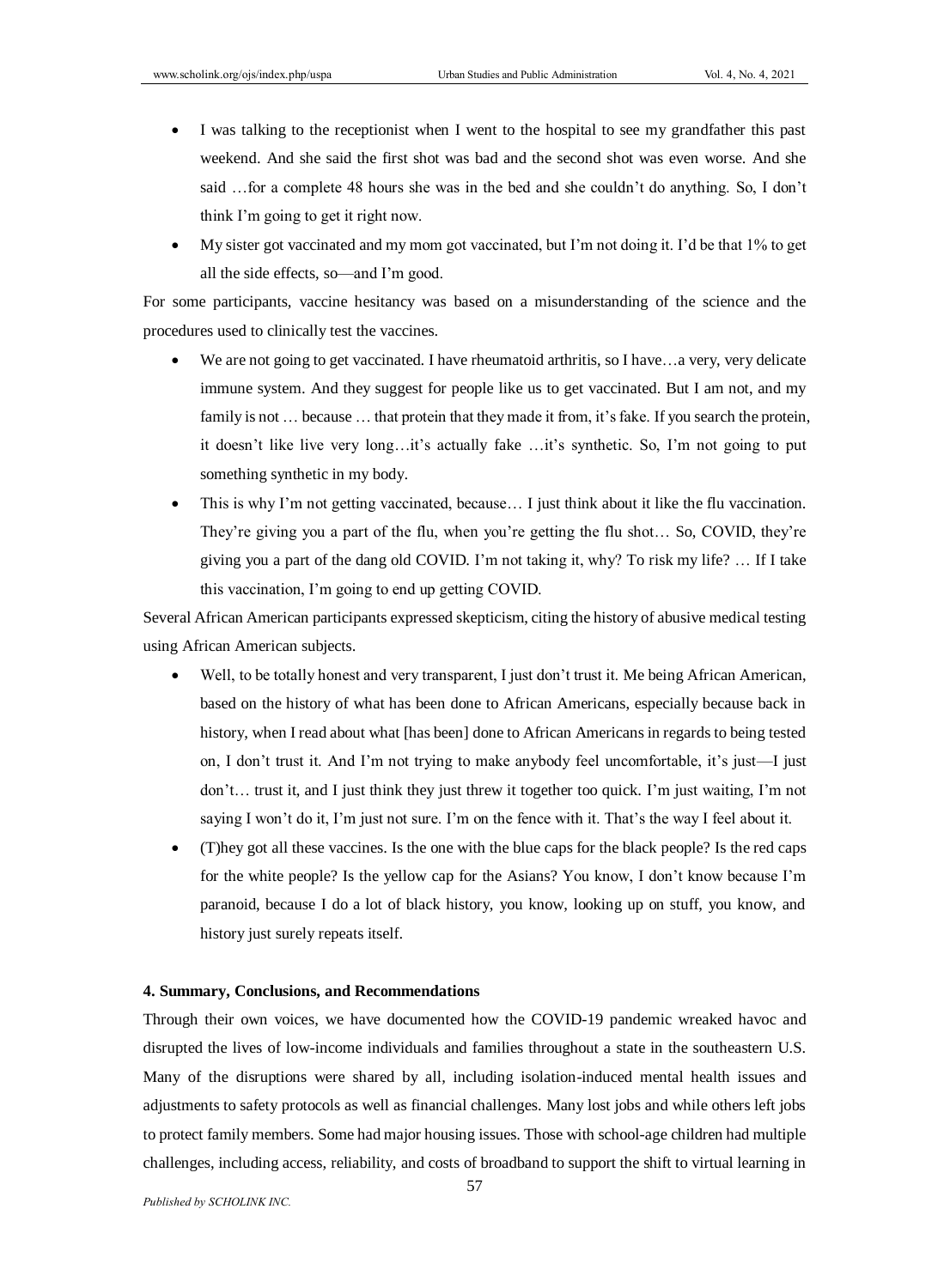- I was talking to the receptionist when I went to the hospital to see my grandfather this past weekend. And she said the first shot was bad and the second shot was even worse. And she said …for a complete 48 hours she was in the bed and she couldn't do anything. So, I don't think I'm going to get it right now.
- My sister got vaccinated and my mom got vaccinated, but I'm not doing it. I'd be that 1% to get all the side effects, so—and I'm good.

For some participants, vaccine hesitancy was based on a misunderstanding of the science and the procedures used to clinically test the vaccines.

- We are not going to get vaccinated. I have rheumatoid arthritis, so I have…a very, very delicate immune system. And they suggest for people like us to get vaccinated. But I am not, and my family is not … because … that protein that they made it from, it's fake. If you search the protein, it doesn't like live very long…it's actually fake …it's synthetic. So, I'm not going to put something synthetic in my body.
- This is why I'm not getting vaccinated, because… I just think about it like the flu vaccination. They're giving you a part of the flu, when you're getting the flu shot… So, COVID, they're giving you a part of the dang old COVID. I'm not taking it, why? To risk my life? … If I take this vaccination, I'm going to end up getting COVID.

Several African American participants expressed skepticism, citing the history of abusive medical testing using African American subjects.

- Well, to be totally honest and very transparent, I just don't trust it. Me being African American, based on the history of what has been done to African Americans, especially because back in history, when I read about what [has been] done to African Americans in regards to being tested on, I don't trust it. And I'm not trying to make anybody feel uncomfortable, it's just—I just don't… trust it, and I just think they just threw it together too quick. I'm just waiting, I'm not saying I won't do it, I'm just not sure. I'm on the fence with it. That's the way I feel about it.
- (T)hey got all these vaccines. Is the one with the blue caps for the black people? Is the red caps for the white people? Is the yellow cap for the Asians? You know, I don't know because I'm paranoid, because I do a lot of black history, you know, looking up on stuff, you know, and history just surely repeats itself.

**4. Summary, Conclusions, and Recommendations**

Through their own voices, we have documented how the COVID-19 pandemic wreaked havoc and disrupted the lives of low-income individuals and families throughout a state in the southeastern U.S. Many of the disruptions were shared by all, including isolation-induced mental health issues and adjustments to safety protocols as well as financial challenges. Many lost jobs and while others left jobs to protect family members. Some had major housing issues. Those with school-age children had multiple challenges, including access, reliability, and costs of broadband to support the shift to virtual learning in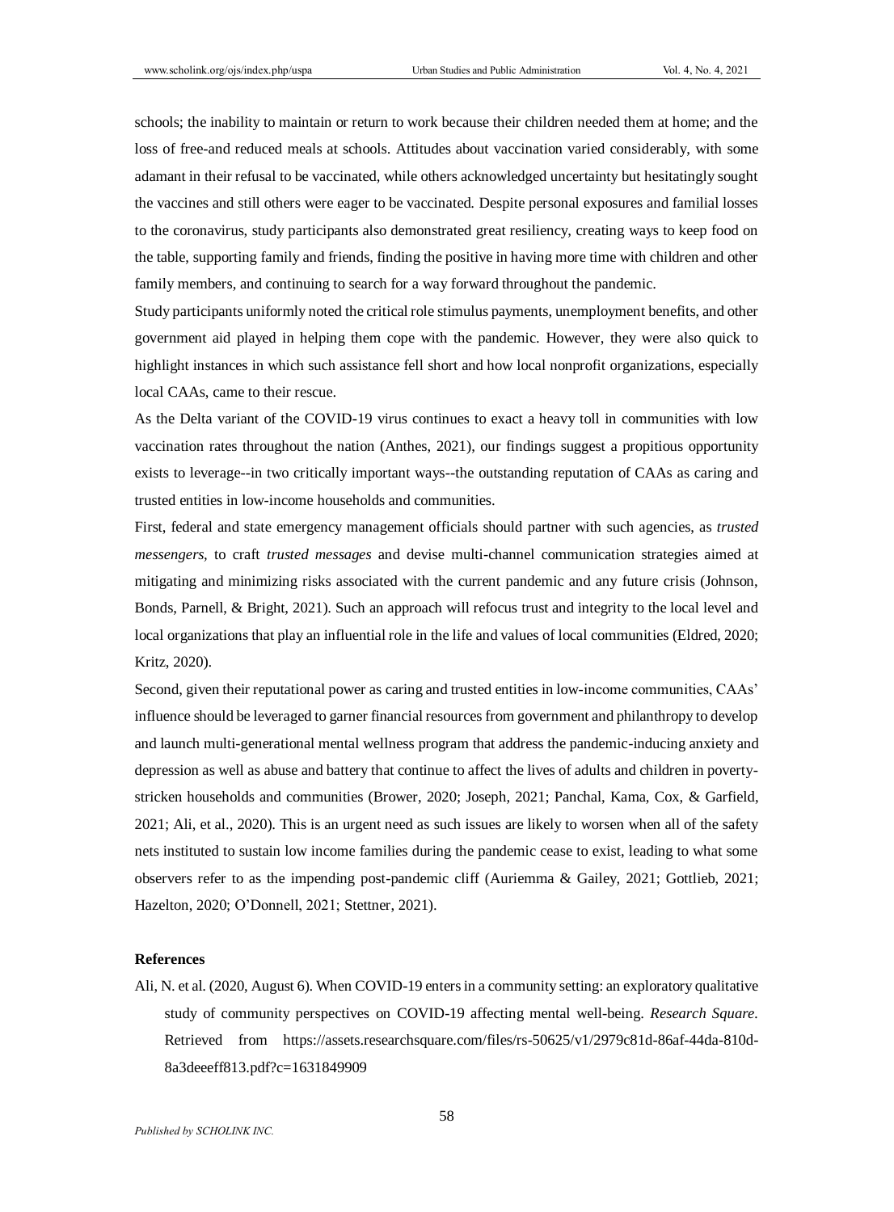schools; the inability to maintain or return to work because their children needed them at home; and the loss of free-and reduced meals at schools. Attitudes about vaccination varied considerably, with some adamant in their refusal to be vaccinated, while others acknowledged uncertainty but hesitatingly sought the vaccines and still others were eager to be vaccinated. Despite personal exposures and familial losses to the coronavirus, study participants also demonstrated great resiliency, creating ways to keep food on the table, supporting family and friends, finding the positive in having more time with children and other family members, and continuing to search for a way forward throughout the pandemic.

Study participants uniformly noted the critical role stimulus payments, unemployment benefits, and other government aid played in helping them cope with the pandemic. However, they were also quick to highlight instances in which such assistance fell short and how local nonprofit organizations, especially local CAAs, came to their rescue.

As the Delta variant of the COVID-19 virus continues to exact a heavy toll in communities with low vaccination rates throughout the nation (Anthes, 2021), our findings suggest a propitious opportunity exists to leverage--in two critically important ways--the outstanding reputation of CAAs as caring and trusted entities in low-income households and communities.

First, federal and state emergency management officials should partner with such agencies, as *trusted messengers*, to craft *trusted messages* and devise multi-channel communication strategies aimed at mitigating and minimizing risks associated with the current pandemic and any future crisis (Johnson, Bonds, Parnell, & Bright, 2021). Such an approach will refocus trust and integrity to the local level and local organizations that play an influential role in the life and values of local communities (Eldred, 2020; Kritz, 2020).

Second, given their reputational power as caring and trusted entities in low-income communities, CAAs' influence should be leveraged to garner financial resources from government and philanthropy to develop and launch multi-generational mental wellness program that address the pandemic-inducing anxiety and depression as well as abuse and battery that continue to affect the lives of adults and children in poverty-stricken households and communities (Brower, 2020; Joseph, 2021; Panchal, Kama, Cox, & Garfield, 2021; Ali, et al., 2020). This is an urgent need as such issues are likely to worsen when all of the safety nets instituted to sustain low income families during the pandemic cease to exist, leading to what some observers refer to as the impending post-pandemic cliff (Auriemma & Gailey, 2021; Gottlieb, 2021; Hazelton, 2020; O'Donnell, 2021; Stettner, 2021).

## References

Ali, N. et al. (2020, August 6). When COVID-19 enters in a community setting: an exploratory qualitative study of community perspectives on COVID-19 affecting mental well-being. *Research Square*. Retrieved from https://assets.researchsquare.com/files/rs-50625/v1/2979c81d-86af-44da-810d-8a3deeeff813.pdf?c=1631849909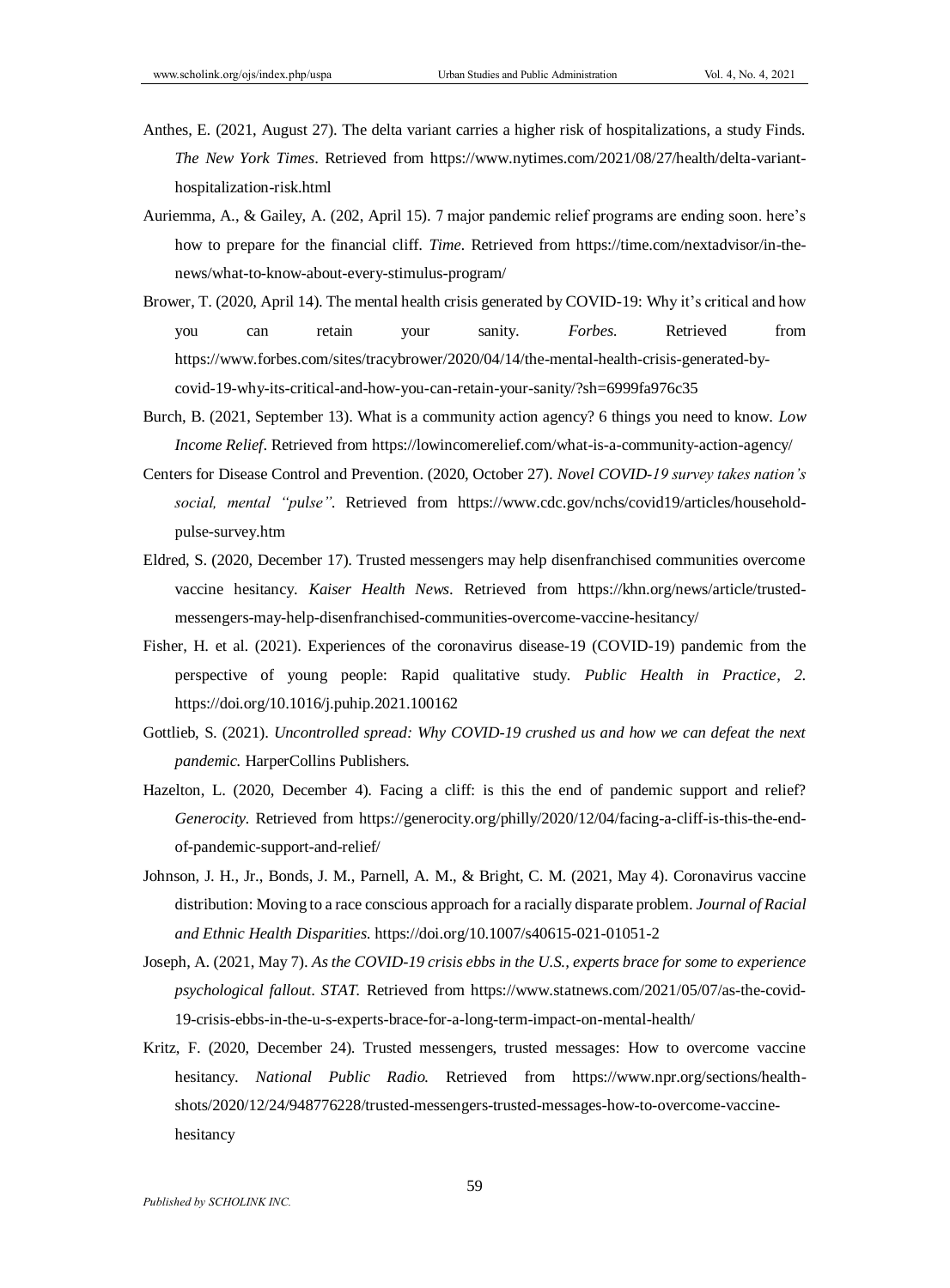Anthes, E. (2021, August 27). The delta variant carries a higher risk of hospitalizations, a study Finds. *The New York Times*. Retrieved from https://www.nytimes.com/2021/08/27/health/delta-variant-hospitalization-risk.html

Auriemma, A., & Gailey, A. (202, April 15). 7 major pandemic relief programs are ending soon. here's how to prepare for the financial cliff. *Time*. Retrieved from https://time.com/nextadvisor/in-the-news/what-to-know-about-every-stimulus-program/

Brower, T. (2020, April 14). The mental health crisis generated by COVID-19: Why it's critical and how you can retain your sanity. *Forbes*. Retrieved from https://www.forbes.com/sites/tracybrower/2020/04/14/the-mental-health-crisis-generated-by-covid-19-why-its-critical-and-how-you-can-retain-your-sanity/?sh=6999fa976c35

Burch, B. (2021, September 13). What is a community action agency? 6 things you need to know. *Low Income Relief*. Retrieved from https://lowincomerelief.com/what-is-a-community-action-agency/

Centers for Disease Control and Prevention. (2020, October 27). *Novel COVID-19 survey takes nation's social, mental "pulse"*. Retrieved from https://www.cdc.gov/nchs/covid19/articles/household-pulse-survey.htm

Eldred, S. (2020, December 17). Trusted messengers may help disenfranchised communities overcome vaccine hesitancy. *Kaiser Health News*. Retrieved from https://khn.org/news/article/trusted-messengers-may-help-disenfranchised-communities-overcome-vaccine-hesitancy/

Fisher, H. et al. (2021). Experiences of the coronavirus disease-19 (COVID-19) pandemic from the perspective of young people: Rapid qualitative study. *Public Health in Practice*, *2*. https://doi.org/10.1016/j.puhip.2021.100162

Gottlieb, S. (2021). *Uncontrolled spread: Why COVID-19 crushed us and how we can defeat the next pandemic*. HarperCollins Publishers.

Hazelton, L. (2020, December 4). Facing a cliff: is this the end of pandemic support and relief? *Generocity*. Retrieved from https://generocity.org/philly/2020/12/04/facing-a-cliff-is-this-the-end-of-pandemic-support-and-relief/

Johnson, J. H., Jr., Bonds, J. M., Parnell, A. M., & Bright, C. M. (2021, May 4). Coronavirus vaccine distribution: Moving to a race conscious approach for a racially disparate problem. *Journal of Racial and Ethnic Health Disparities*. https://doi.org/10.1007/s40615-021-01051-2

Joseph, A. (2021, May 7). *As the COVID-19 crisis ebbs in the U.S., experts brace for some to experience psychological fallout*. *STAT*. Retrieved from https://www.statnews.com/2021/05/07/as-the-covid-19-crisis-ebbs-in-the-u-s-experts-brace-for-a-long-term-impact-on-mental-health/

Kritz, F. (2020, December 24). Trusted messengers, trusted messages: How to overcome vaccine hesitancy. *National Public Radio*. Retrieved from https://www.npr.org/sections/health-shots/2020/12/24/948776228/trusted-messengers-trusted-messages-how-to-overcome-vaccine-hesitancy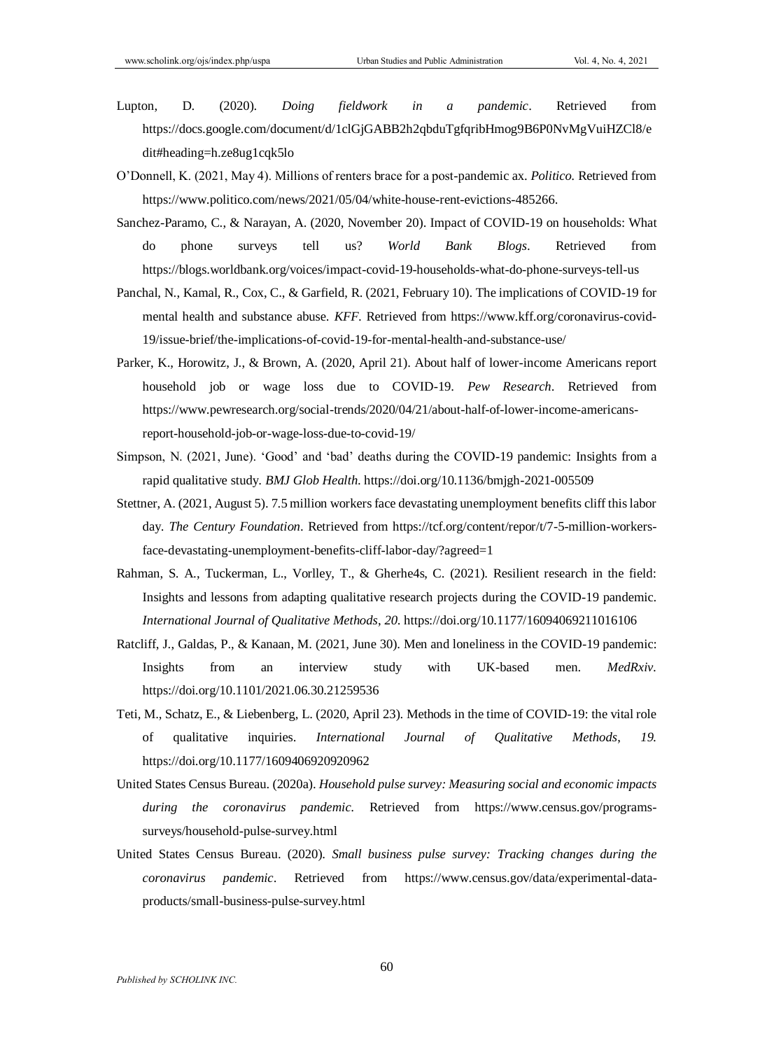Lupton, D. (2020). *Doing fieldwork in a pandemic*. Retrieved from https://docs.google.com/document/d/1clGjGABB2h2qbduTgfqribHmog9B6P0NvMgVuiHZCl8/edit#heading=h.ze8ug1cqk5lo

O'Donnell, K. (2021, May 4). Millions of renters brace for a post-pandemic ax. *Politico.* Retrieved from https://www.politico.com/news/2021/05/04/white-house-rent-evictions-485266.

Sanchez-Paramo, C., & Narayan, A. (2020, November 20). Impact of COVID-19 on households: What do phone surveys tell us? *World Bank Blogs*. Retrieved from https://blogs.worldbank.org/voices/impact-covid-19-households-what-do-phone-surveys-tell-us

Panchal, N., Kamal, R., Cox, C., & Garfield, R. (2021, February 10). The implications of COVID-19 for mental health and substance abuse. *KFF.* Retrieved from https://www.kff.org/coronavirus-covid-19/issue-brief/the-implications-of-covid-19-for-mental-health-and-substance-use/

Parker, K., Horowitz, J., & Brown, A. (2020, April 21). About half of lower-income Americans report household job or wage loss due to COVID-19. *Pew Research*. Retrieved from https://www.pewresearch.org/social-trends/2020/04/21/about-half-of-lower-income-americans-report-household-job-or-wage-loss-due-to-covid-19/

Simpson, N. (2021, June). 'Good' and 'bad' deaths during the COVID-19 pandemic: Insights from a rapid qualitative study. *BMJ Glob Health*. https://doi.org/10.1136/bmjgh-2021-005509

Stettner, A. (2021, August 5). 7.5 million workers face devastating unemployment benefits cliff this labor day. *The Century Foundation*. Retrieved from https://tcf.org/content/repor/t/7-5-million-workers-face-devastating-unemployment-benefits-cliff-labor-day/?agreed=1

Rahman, S. A., Tuckerman, L., Vorlley, T., & Gherhe4s, C. (2021). Resilient research in the field: Insights and lessons from adapting qualitative research projects during the COVID-19 pandemic. *International Journal of Qualitative Methods*, *20*. https://doi.org/10.1177/16094069211016106

Ratcliff, J., Galdas, P., & Kanaan, M. (2021, June 30). Men and loneliness in the COVID-19 pandemic: Insights from an interview study with UK-based men. *MedRxiv*. https://doi.org/10.1101/2021.06.30.21259536

Teti, M., Schatz, E., & Liebenberg, L. (2020, April 23). Methods in the time of COVID-19: the vital role of qualitative inquiries. *International Journal of Qualitative Methods*, *19.* https://doi.org/10.1177/1609406920920962

United States Census Bureau. (2020a). *Household pulse survey: Measuring social and economic impacts during the coronavirus pandemic.* Retrieved from https://www.census.gov/programs-surveys/household-pulse-survey.html

United States Census Bureau. (2020). *Small business pulse survey: Tracking changes during the coronavirus pandemic*. Retrieved from https://www.census.gov/data/experimental-data-products/small-business-pulse-survey.html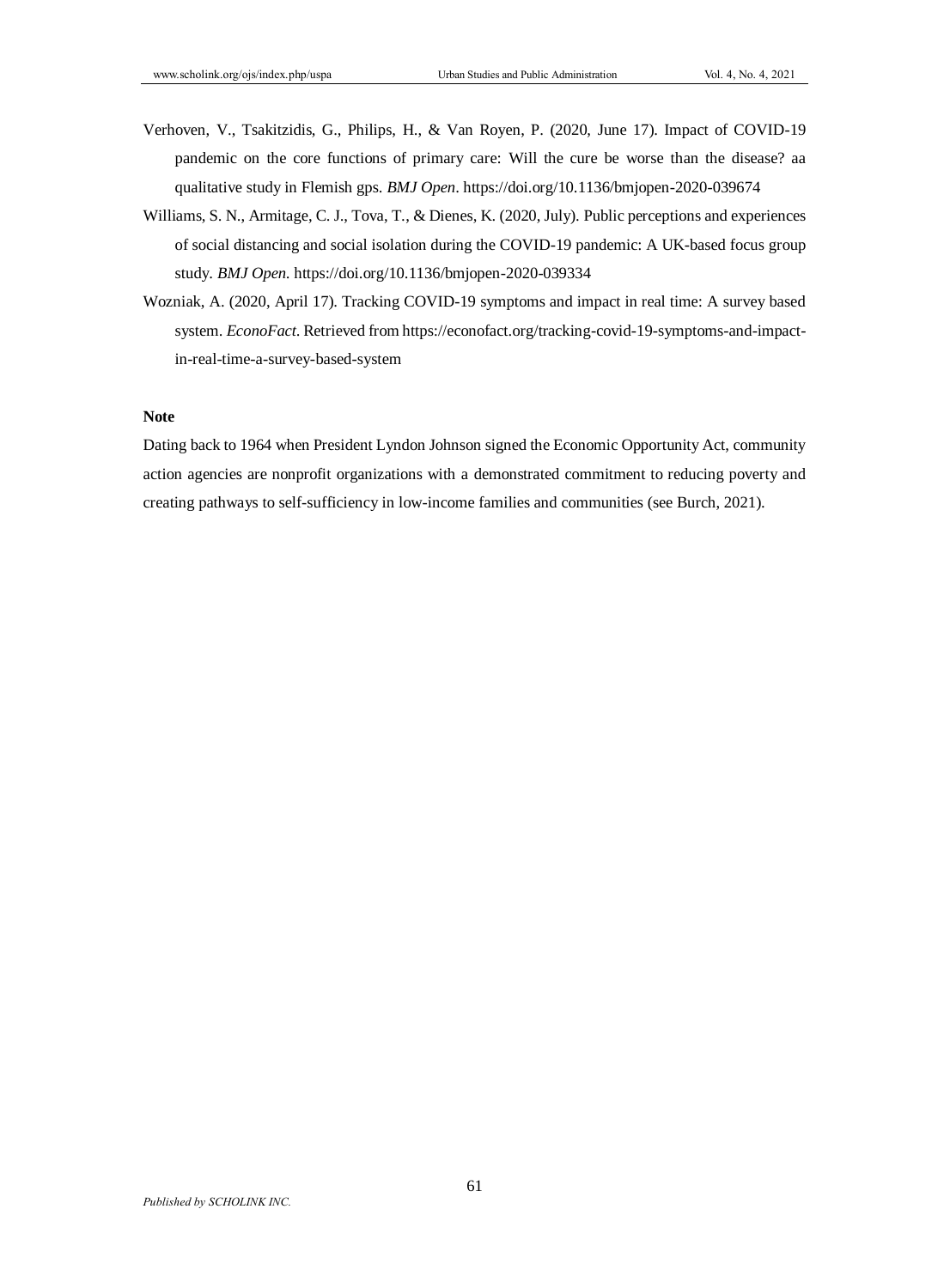Verhoven, V., Tsakitzidis, G., Philips, H., & Van Royen, P. (2020, June 17). Impact of COVID-19 pandemic on the core functions of primary care: Will the cure be worse than the disease? aa qualitative study in Flemish gps. *BMJ Open*. https://doi.org/10.1136/bmjopen-2020-039674

Williams, S. N., Armitage, C. J., Tova, T., & Dienes, K. (2020, July). Public perceptions and experiences of social distancing and social isolation during the COVID-19 pandemic: A UK-based focus group study. *BMJ Open*. https://doi.org/10.1136/bmjopen-2020-039334

Wozniak, A. (2020, April 17). Tracking COVID-19 symptoms and impact in real time: A survey based system. *EconoFact*. Retrieved from https://econofact.org/tracking-covid-19-symptoms-and-impact-in-real-time-a-survey-based-system

**Note**

Dating back to 1964 when President Lyndon Johnson signed the Economic Opportunity Act, community action agencies are nonprofit organizations with a demonstrated commitment to reducing poverty and creating pathways to self-sufficiency in low-income families and communities (see Burch, 2021).